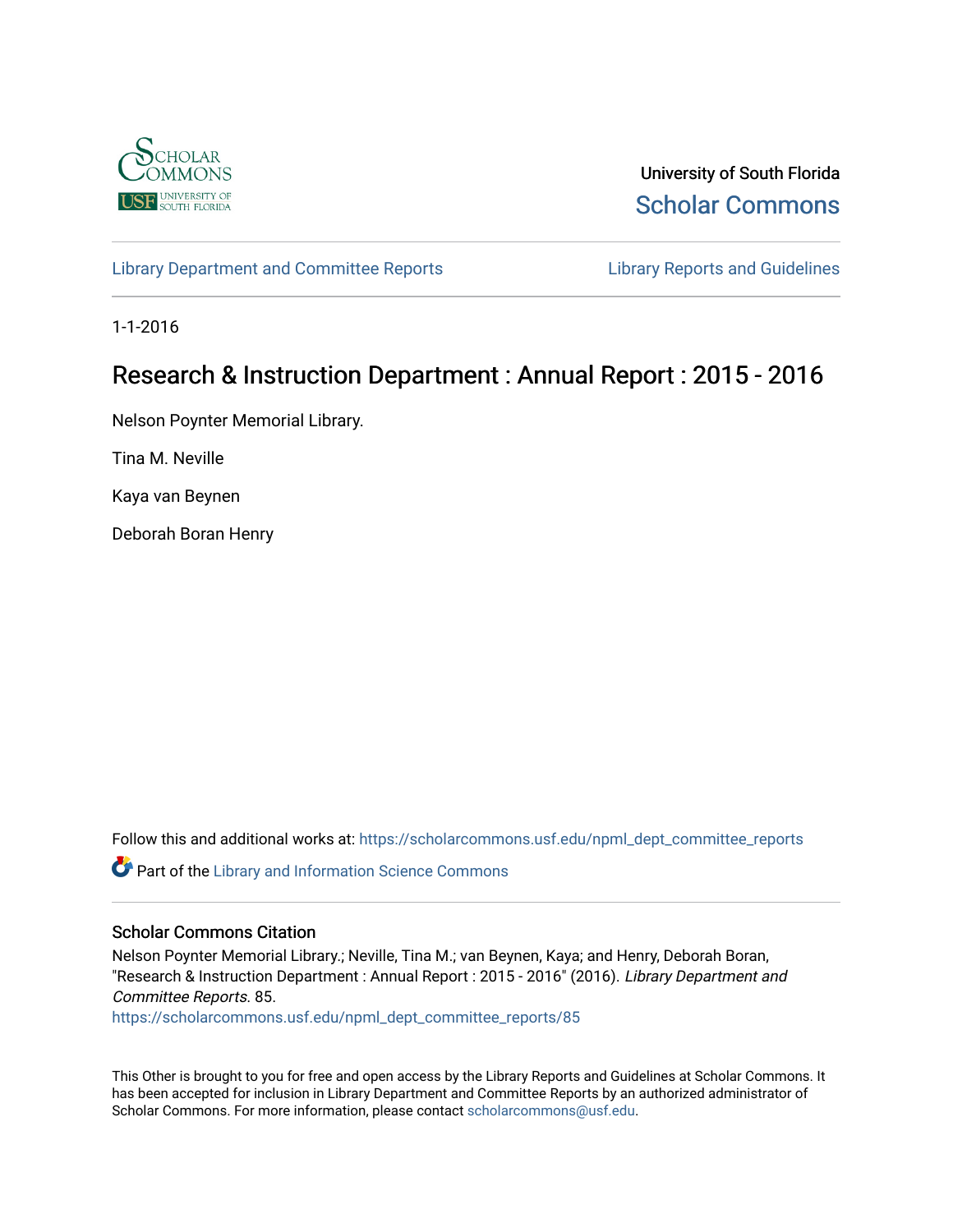University of South Florida
Scholar Commons

Library Department and Committee Reports | Library Reports and Guidelines

1-1-2016

# Research & Instruction Department : Annual Report : 2015 - 2016

Nelson Poynter Memorial Library.

Tina M. Neville

Kaya van Beynen

Deborah Boran Henry

Follow this and additional works at: https://scholarcommons.usf.edu/npml_dept_committee_reports

Part of the Library and Information Science Commons

## Scholar Commons Citation

Nelson Poynter Memorial Library.; Neville, Tina M.; van Beynen, Kaya; and Henry, Deborah Boran, "Research & Instruction Department : Annual Report : 2015 - 2016" (2016). *Library Department and Committee Reports*. 85.
https://scholarcommons.usf.edu/npml_dept_committee_reports/85

This Other is brought to you for free and open access by the Library Reports and Guidelines at Scholar Commons. It has been accepted for inclusion in Library Department and Committee Reports by an authorized administrator of Scholar Commons. For more information, please contact scholarcommons@usf.edu.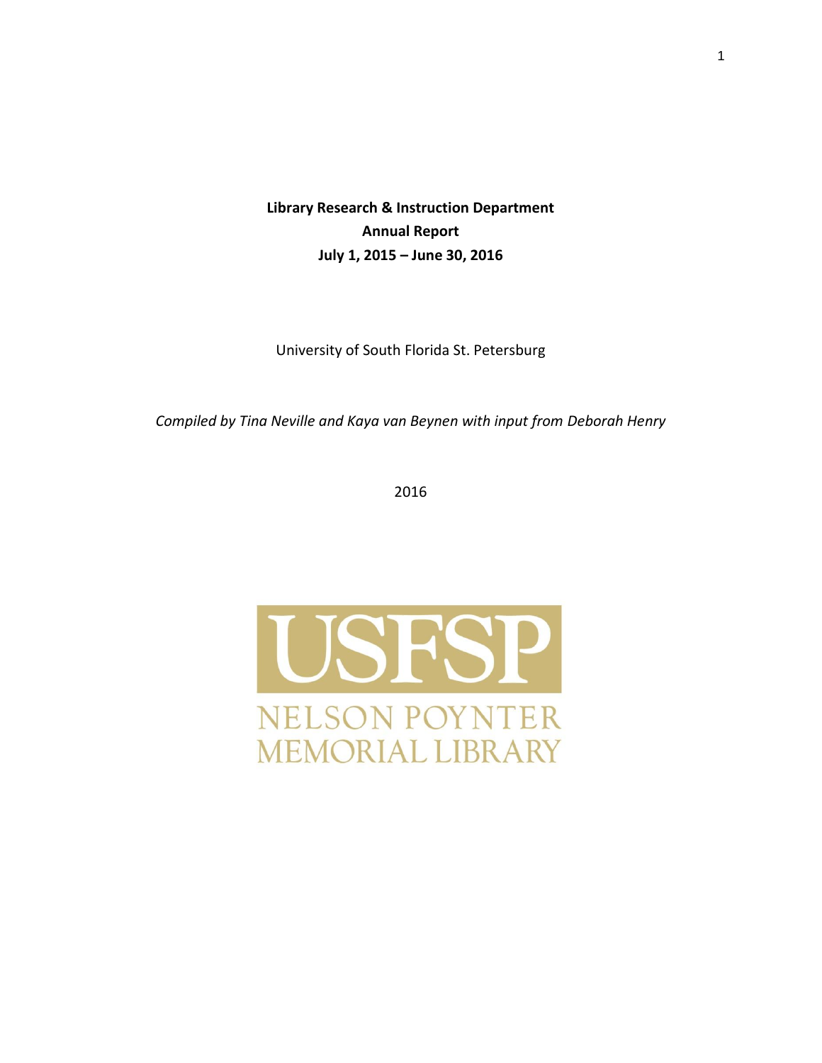**Library Research & Instruction Department**

**Annual Report**

**July 1, 2015 – June 30, 2016**

University of South Florida St. Petersburg

*Compiled by Tina Neville and Kaya van Beynen with input from Deborah Henry*

2016

USFSP

NELSON POYNTER MEMORIAL LIBRARY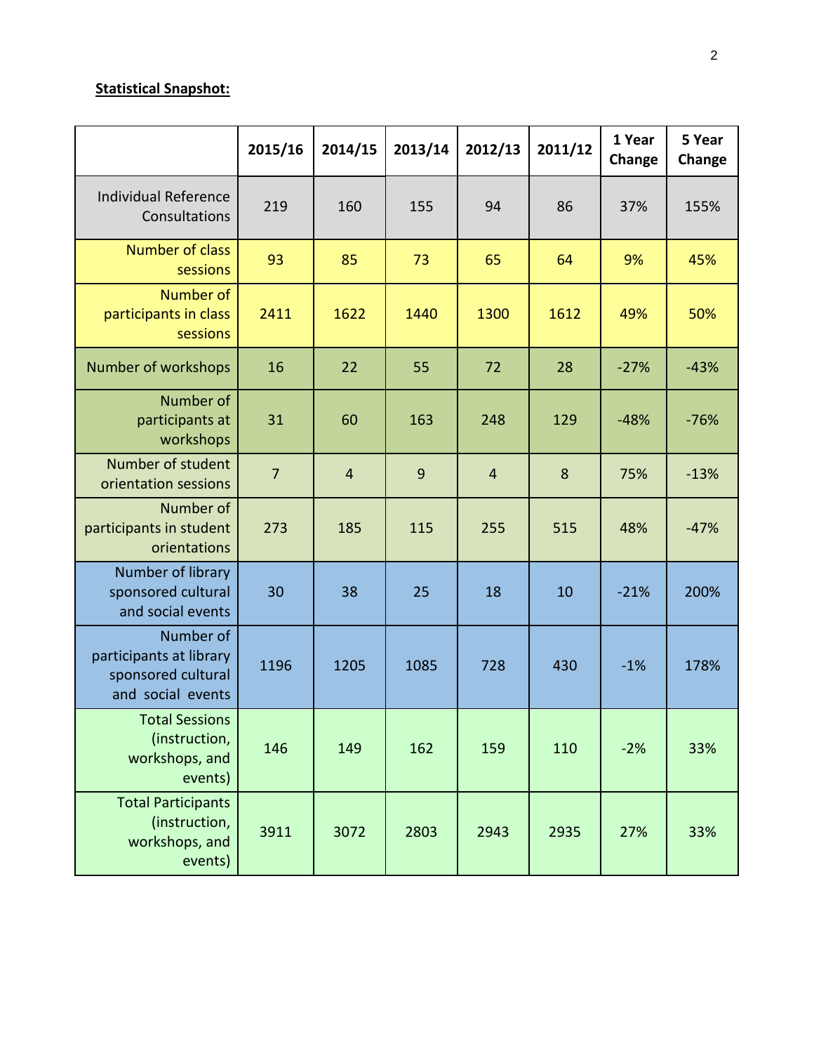**Statistical Snapshot:**

| | 2015/16 | 2014/15 | 2013/14 | 2012/13 | 2011/12 | 1 Year Change | 5 Year Change |
|---|---|---|---|---|---|---|---|
| Individual Reference Consultations | 219 | 160 | 155 | 94 | 86 | 37% | 155% |
| Number of class sessions | 93 | 85 | 73 | 65 | 64 | 9% | 45% |
| Number of participants in class sessions | 2411 | 1622 | 1440 | 1300 | 1612 | 49% | 50% |
| Number of workshops | 16 | 22 | 55 | 72 | 28 | -27% | -43% |
| Number of participants at workshops | 31 | 60 | 163 | 248 | 129 | -48% | -76% |
| Number of student orientation sessions | 7 | 4 | 9 | 4 | 8 | 75% | -13% |
| Number of participants in student orientations | 273 | 185 | 115 | 255 | 515 | 48% | -47% |
| Number of library sponsored cultural and social events | 30 | 38 | 25 | 18 | 10 | -21% | 200% |
| Number of participants at library sponsored cultural and social events | 1196 | 1205 | 1085 | 728 | 430 | -1% | 178% |
| Total Sessions (instruction, workshops, and events) | 146 | 149 | 162 | 159 | 110 | -2% | 33% |
| Total Participants (instruction, workshops, and events) | 3911 | 3072 | 2803 | 2943 | 2935 | 27% | 33% |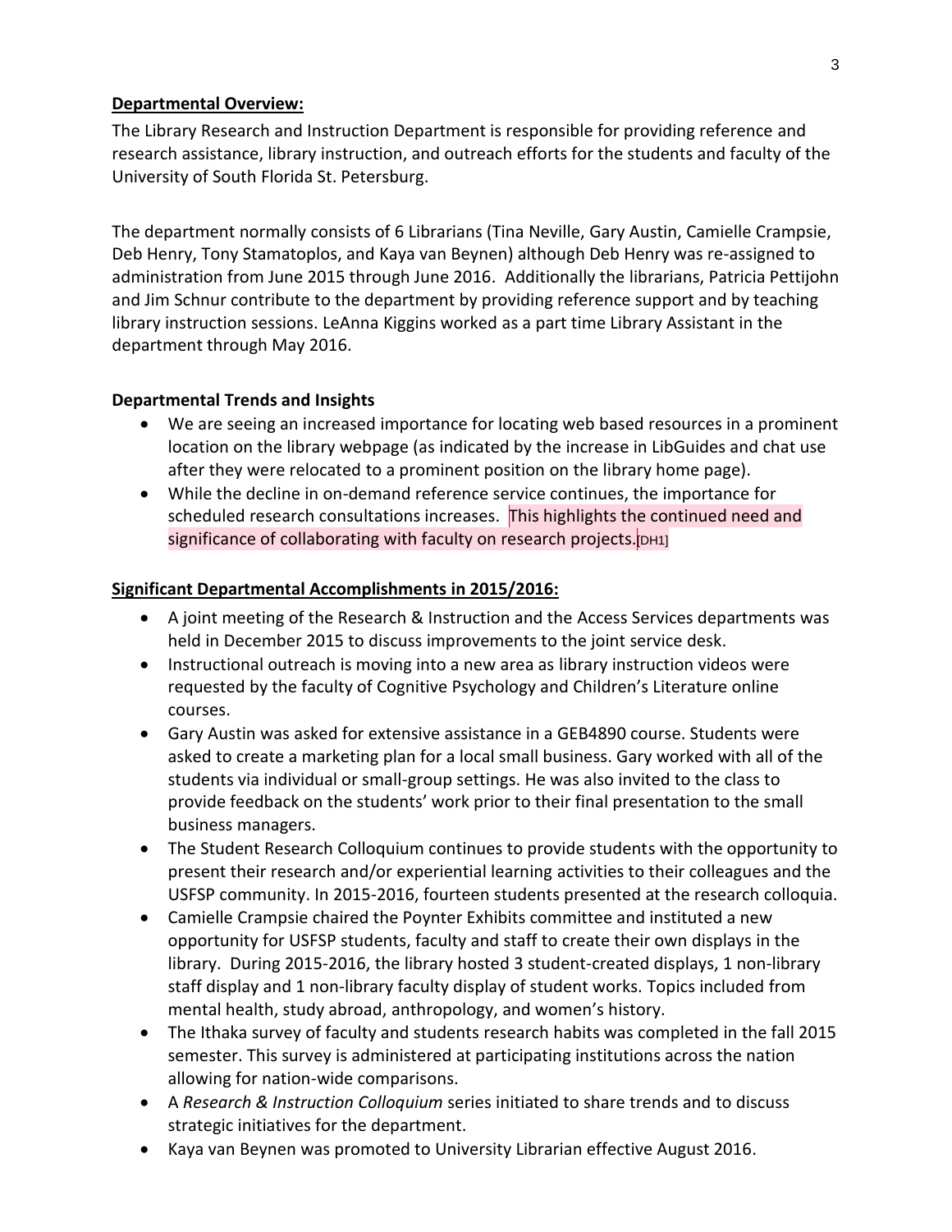**Departmental Overview:**

The Library Research and Instruction Department is responsible for providing reference and research assistance, library instruction, and outreach efforts for the students and faculty of the University of South Florida St. Petersburg.

The department normally consists of 6 Librarians (Tina Neville, Gary Austin, Camielle Crampsie, Deb Henry, Tony Stamatoplos, and Kaya van Beynen) although Deb Henry was re-assigned to administration from June 2015 through June 2016. Additionally the librarians, Patricia Pettijohn and Jim Schnur contribute to the department by providing reference support and by teaching library instruction sessions. LeAnna Kiggins worked as a part time Library Assistant in the department through May 2016.

**Departmental Trends and Insights**

- We are seeing an increased importance for locating web based resources in a prominent location on the library webpage (as indicated by the increase in LibGuides and chat use after they were relocated to a prominent position on the library home page).
- While the decline in on-demand reference service continues, the importance for scheduled research consultations increases. This highlights the continued need and significance of collaborating with faculty on research projects.[DH1]

**Significant Departmental Accomplishments in 2015/2016:**

- A joint meeting of the Research & Instruction and the Access Services departments was held in December 2015 to discuss improvements to the joint service desk.
- Instructional outreach is moving into a new area as library instruction videos were requested by the faculty of Cognitive Psychology and Children's Literature online courses.
- Gary Austin was asked for extensive assistance in a GEB4890 course. Students were asked to create a marketing plan for a local small business. Gary worked with all of the students via individual or small-group settings. He was also invited to the class to provide feedback on the students' work prior to their final presentation to the small business managers.
- The Student Research Colloquium continues to provide students with the opportunity to present their research and/or experiential learning activities to their colleagues and the USFSP community. In 2015-2016, fourteen students presented at the research colloquia.
- Camielle Crampsie chaired the Poynter Exhibits committee and instituted a new opportunity for USFSP students, faculty and staff to create their own displays in the library. During 2015-2016, the library hosted 3 student-created displays, 1 non-library staff display and 1 non-library faculty display of student works. Topics included from mental health, study abroad, anthropology, and women's history.
- The Ithaka survey of faculty and students research habits was completed in the fall 2015 semester. This survey is administered at participating institutions across the nation allowing for nation-wide comparisons.
- A *Research & Instruction Colloquium* series initiated to share trends and to discuss strategic initiatives for the department.
- Kaya van Beynen was promoted to University Librarian effective August 2016.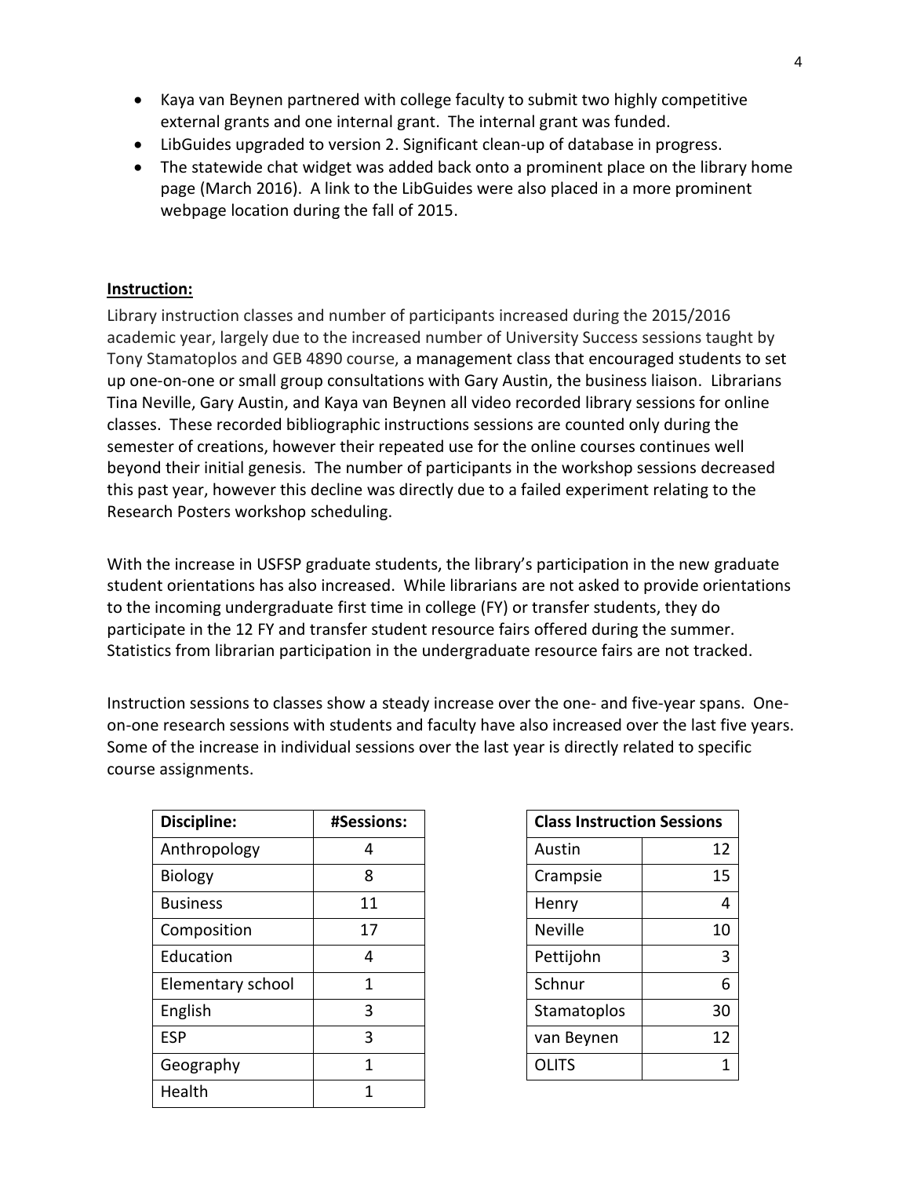- Kaya van Beynen partnered with college faculty to submit two highly competitive external grants and one internal grant. The internal grant was funded.
- LibGuides upgraded to version 2. Significant clean-up of database in progress.
- The statewide chat widget was added back onto a prominent place on the library home page (March 2016). A link to the LibGuides were also placed in a more prominent webpage location during the fall of 2015.

**Instruction:**

Library instruction classes and number of participants increased during the 2015/2016 academic year, largely due to the increased number of University Success sessions taught by Tony Stamatoplos and GEB 4890 course, a management class that encouraged students to set up one-on-one or small group consultations with Gary Austin, the business liaison. Librarians Tina Neville, Gary Austin, and Kaya van Beynen all video recorded library sessions for online classes. These recorded bibliographic instructions sessions are counted only during the semester of creations, however their repeated use for the online courses continues well beyond their initial genesis. The number of participants in the workshop sessions decreased this past year, however this decline was directly due to a failed experiment relating to the Research Posters workshop scheduling.

With the increase in USFSP graduate students, the library's participation in the new graduate student orientations has also increased. While librarians are not asked to provide orientations to the incoming undergraduate first time in college (FY) or transfer students, they do participate in the 12 FY and transfer student resource fairs offered during the summer. Statistics from librarian participation in the undergraduate resource fairs are not tracked.

Instruction sessions to classes show a steady increase over the one- and five-year spans. One-on-one research sessions with students and faculty have also increased over the last five years. Some of the increase in individual sessions over the last year is directly related to specific course assignments.

| Discipline: | #Sessions: |
|---|---|
| Anthropology | 4 |
| Biology | 8 |
| Business | 11 |
| Composition | 17 |
| Education | 4 |
| Elementary school | 1 |
| English | 3 |
| ESP | 3 |
| Geography | 1 |
| Health | 1 |

| Class Instruction Sessions | |
|---|---|
| Austin | 12 |
| Crampsie | 15 |
| Henry | 4 |
| Neville | 10 |
| Pettijohn | 3 |
| Schnur | 6 |
| Stamatoplos | 30 |
| van Beynen | 12 |
| OLITS | 1 |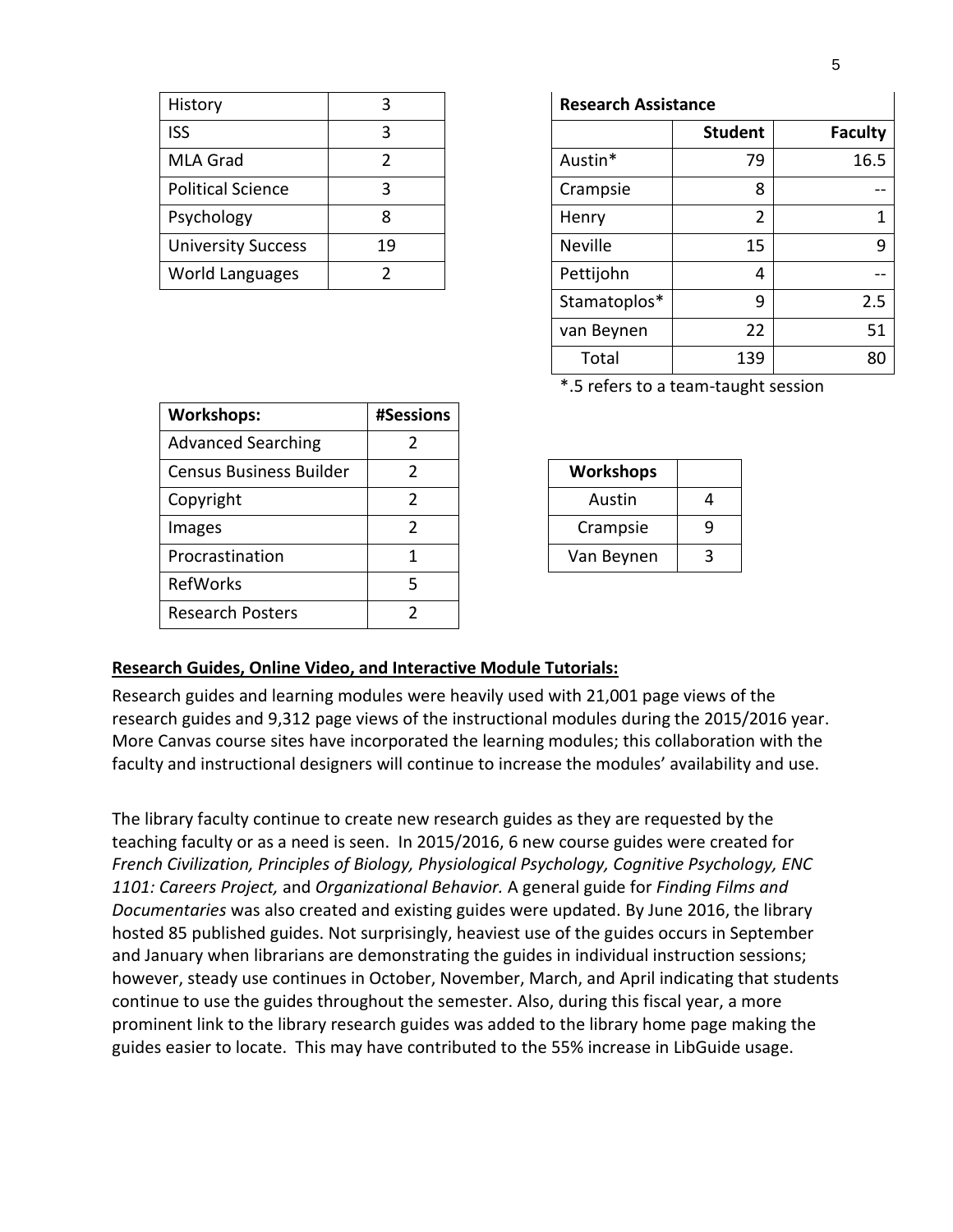| History | 3 |
|---|---|
| ISS | 3 |
| MLA Grad | 2 |
| Political Science | 3 |
| Psychology | 8 |
| University Success | 19 |
| World Languages | 2 |

| Research Assistance | | |
|---|---|---|
| | **Student** | **Faculty** |
| Austin* | 79 | 16.5 |
| Crampsie | 8 | -- |
| Henry | 2 | 1 |
| Neville | 15 | 9 |
| Pettijohn | 4 | -- |
| Stamatoplos* | 9 | 2.5 |
| van Beynen | 22 | 51 |
| Total | 139 | 80 |

*.5 refers to a team-taught session

| Workshops: | #Sessions |
|---|---|
| Advanced Searching | 2 |
| Census Business Builder | 2 |
| Copyright | 2 |
| Images | 2 |
| Procrastination | 1 |
| RefWorks | 5 |
| Research Posters | 2 |

| Workshops | |
|---|---|
| Austin | 4 |
| Crampsie | 9 |
| Van Beynen | 3 |

**Research Guides, Online Video, and Interactive Module Tutorials:**

Research guides and learning modules were heavily used with 21,001 page views of the research guides and 9,312 page views of the instructional modules during the 2015/2016 year. More Canvas course sites have incorporated the learning modules; this collaboration with the faculty and instructional designers will continue to increase the modules' availability and use.

The library faculty continue to create new research guides as they are requested by the teaching faculty or as a need is seen. In 2015/2016, 6 new course guides were created for *French Civilization, Principles of Biology, Physiological Psychology, Cognitive Psychology, ENC 1101: Careers Project,* and *Organizational Behavior.* A general guide for *Finding Films and Documentaries* was also created and existing guides were updated. By June 2016, the library hosted 85 published guides. Not surprisingly, heaviest use of the guides occurs in September and January when librarians are demonstrating the guides in individual instruction sessions; however, steady use continues in October, November, March, and April indicating that students continue to use the guides throughout the semester. Also, during this fiscal year, a more prominent link to the library research guides was added to the library home page making the guides easier to locate. This may have contributed to the 55% increase in LibGuide usage.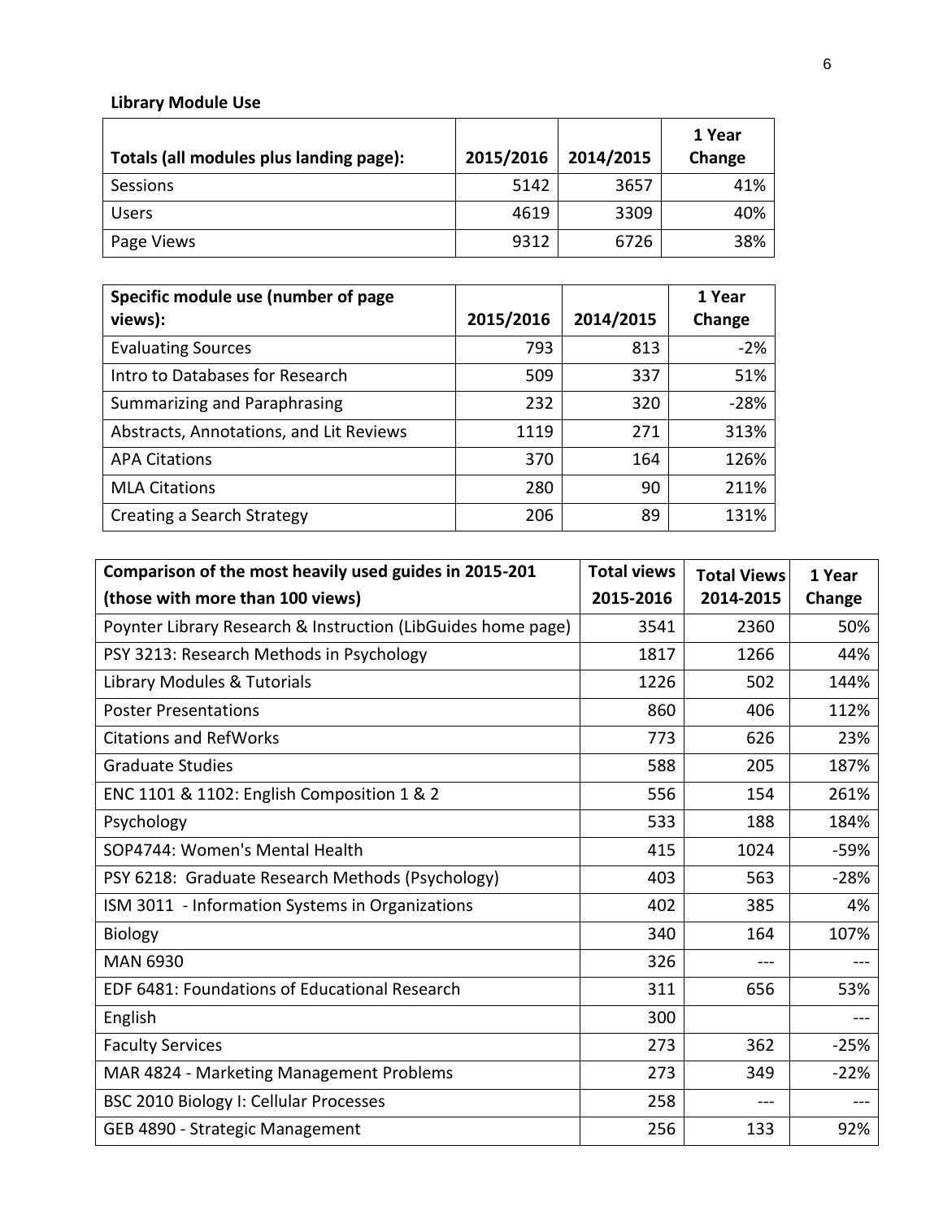**Library Module Use**

| Totals (all modules plus landing page): | 2015/2016 | 2014/2015 | 1 Year Change |
|---|---|---|---|
| Sessions | 5142 | 3657 | 41% |
| Users | 4619 | 3309 | 40% |
| Page Views | 9312 | 6726 | 38% |

| Specific module use (number of page views): | 2015/2016 | 2014/2015 | 1 Year Change |
|---|---|---|---|
| Evaluating Sources | 793 | 813 | -2% |
| Intro to Databases for Research | 509 | 337 | 51% |
| Summarizing and Paraphrasing | 232 | 320 | -28% |
| Abstracts, Annotations, and Lit Reviews | 1119 | 271 | 313% |
| APA Citations | 370 | 164 | 126% |
| MLA Citations | 280 | 90 | 211% |
| Creating a Search Strategy | 206 | 89 | 131% |

| Comparison of the most heavily used guides in 2015-201 (those with more than 100 views) | Total views 2015-2016 | Total Views 2014-2015 | 1 Year Change |
|---|---|---|---|
| Poynter Library Research & Instruction (LibGuides home page) | 3541 | 2360 | 50% |
| PSY 3213: Research Methods in Psychology | 1817 | 1266 | 44% |
| Library Modules & Tutorials | 1226 | 502 | 144% |
| Poster Presentations | 860 | 406 | 112% |
| Citations and RefWorks | 773 | 626 | 23% |
| Graduate Studies | 588 | 205 | 187% |
| ENC 1101 & 1102: English Composition 1 & 2 | 556 | 154 | 261% |
| Psychology | 533 | 188 | 184% |
| SOP4744: Women's Mental Health | 415 | 1024 | -59% |
| PSY 6218: Graduate Research Methods (Psychology) | 403 | 563 | -28% |
| ISM 3011 - Information Systems in Organizations | 402 | 385 | 4% |
| Biology | 340 | 164 | 107% |
| MAN 6930 | 326 | --- | --- |
| EDF 6481: Foundations of Educational Research | 311 | 656 | 53% |
| English | 300 | | --- |
| Faculty Services | 273 | 362 | -25% |
| MAR 4824 - Marketing Management Problems | 273 | 349 | -22% |
| BSC 2010 Biology I: Cellular Processes | 258 | --- | --- |
| GEB 4890 - Strategic Management | 256 | 133 | 92% |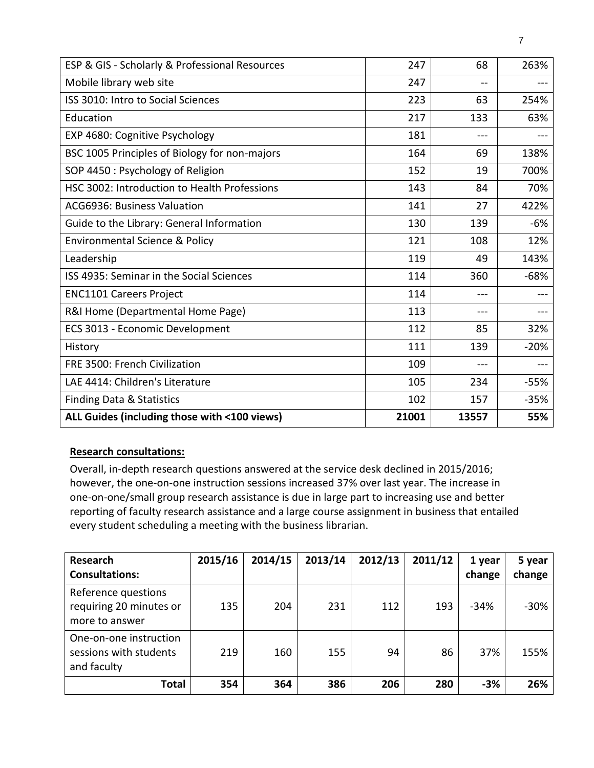| | | | |
|---|---|---|---|
| ESP & GIS - Scholarly & Professional Resources | 247 | 68 | 263% |
| Mobile library web site | 247 | -- | --- |
| ISS 3010: Intro to Social Sciences | 223 | 63 | 254% |
| Education | 217 | 133 | 63% |
| EXP 4680: Cognitive Psychology | 181 | --- | --- |
| BSC 1005 Principles of Biology for non-majors | 164 | 69 | 138% |
| SOP 4450 : Psychology of Religion | 152 | 19 | 700% |
| HSC 3002: Introduction to Health Professions | 143 | 84 | 70% |
| ACG6936: Business Valuation | 141 | 27 | 422% |
| Guide to the Library: General Information | 130 | 139 | -6% |
| Environmental Science & Policy | 121 | 108 | 12% |
| Leadership | 119 | 49 | 143% |
| ISS 4935: Seminar in the Social Sciences | 114 | 360 | -68% |
| ENC1101 Careers Project | 114 | --- | --- |
| R&I Home (Departmental Home Page) | 113 | --- | --- |
| ECS 3013 - Economic Development | 112 | 85 | 32% |
| History | 111 | 139 | -20% |
| FRE 3500: French Civilization | 109 | --- | --- |
| LAE 4414: Children's Literature | 105 | 234 | -55% |
| Finding Data & Statistics | 102 | 157 | -35% |
| **ALL Guides (including those with <100 views)** | **21001** | **13557** | **55%** |

**Research consultations:**

Overall, in-depth research questions answered at the service desk declined in 2015/2016; however, the one-on-one instruction sessions increased 37% over last year. The increase in one-on-one/small group research assistance is due in large part to increasing use and better reporting of faculty research assistance and a large course assignment in business that entailed every student scheduling a meeting with the business librarian.

| Research Consultations: | 2015/16 | 2014/15 | 2013/14 | 2012/13 | 2011/12 | 1 year change | 5 year change |
|---|---|---|---|---|---|---|---|
| Reference questions requiring 20 minutes or more to answer | 135 | 204 | 231 | 112 | 193 | -34% | -30% |
| One-on-one instruction sessions with students and faculty | 219 | 160 | 155 | 94 | 86 | 37% | 155% |
| **Total** | **354** | **364** | **386** | **206** | **280** | **-3%** | **26%** |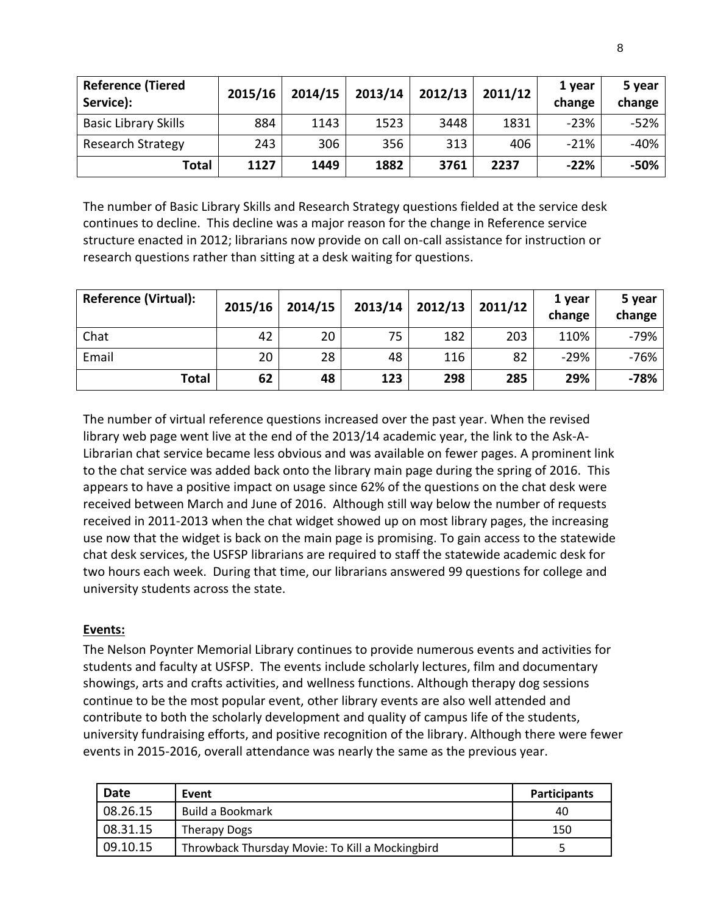| Reference (Tiered Service): | 2015/16 | 2014/15 | 2013/14 | 2012/13 | 2011/12 | 1 year change | 5 year change |
|---|---|---|---|---|---|---|---|
| Basic Library Skills | 884 | 1143 | 1523 | 3448 | 1831 | -23% | -52% |
| Research Strategy | 243 | 306 | 356 | 313 | 406 | -21% | -40% |
| **Total** | **1127** | **1449** | **1882** | **3761** | **2237** | **-22%** | **-50%** |

The number of Basic Library Skills and Research Strategy questions fielded at the service desk continues to decline. This decline was a major reason for the change in Reference service structure enacted in 2012; librarians now provide on call on-call assistance for instruction or research questions rather than sitting at a desk waiting for questions.

| Reference (Virtual): | 2015/16 | 2014/15 | 2013/14 | 2012/13 | 2011/12 | 1 year change | 5 year change |
|---|---|---|---|---|---|---|---|
| Chat | 42 | 20 | 75 | 182 | 203 | 110% | -79% |
| Email | 20 | 28 | 48 | 116 | 82 | -29% | -76% |
| **Total** | **62** | **48** | **123** | **298** | **285** | **29%** | **-78%** |

The number of virtual reference questions increased over the past year. When the revised library web page went live at the end of the 2013/14 academic year, the link to the Ask-A-Librarian chat service became less obvious and was available on fewer pages. A prominent link to the chat service was added back onto the library main page during the spring of 2016. This appears to have a positive impact on usage since 62% of the questions on the chat desk were received between March and June of 2016. Although still way below the number of requests received in 2011-2013 when the chat widget showed up on most library pages, the increasing use now that the widget is back on the main page is promising. To gain access to the statewide chat desk services, the USFSP librarians are required to staff the statewide academic desk for two hours each week. During that time, our librarians answered 99 questions for college and university students across the state.

**Events:**

The Nelson Poynter Memorial Library continues to provide numerous events and activities for students and faculty at USFSP. The events include scholarly lectures, film and documentary showings, arts and crafts activities, and wellness functions. Although therapy dog sessions continue to be the most popular event, other library events are also well attended and contribute to both the scholarly development and quality of campus life of the students, university fundraising efforts, and positive recognition of the library. Although there were fewer events in 2015-2016, overall attendance was nearly the same as the previous year.

| Date | Event | Participants |
|---|---|---|
| 08.26.15 | Build a Bookmark | 40 |
| 08.31.15 | Therapy Dogs | 150 |
| 09.10.15 | Throwback Thursday Movie: To Kill a Mockingbird | 5 |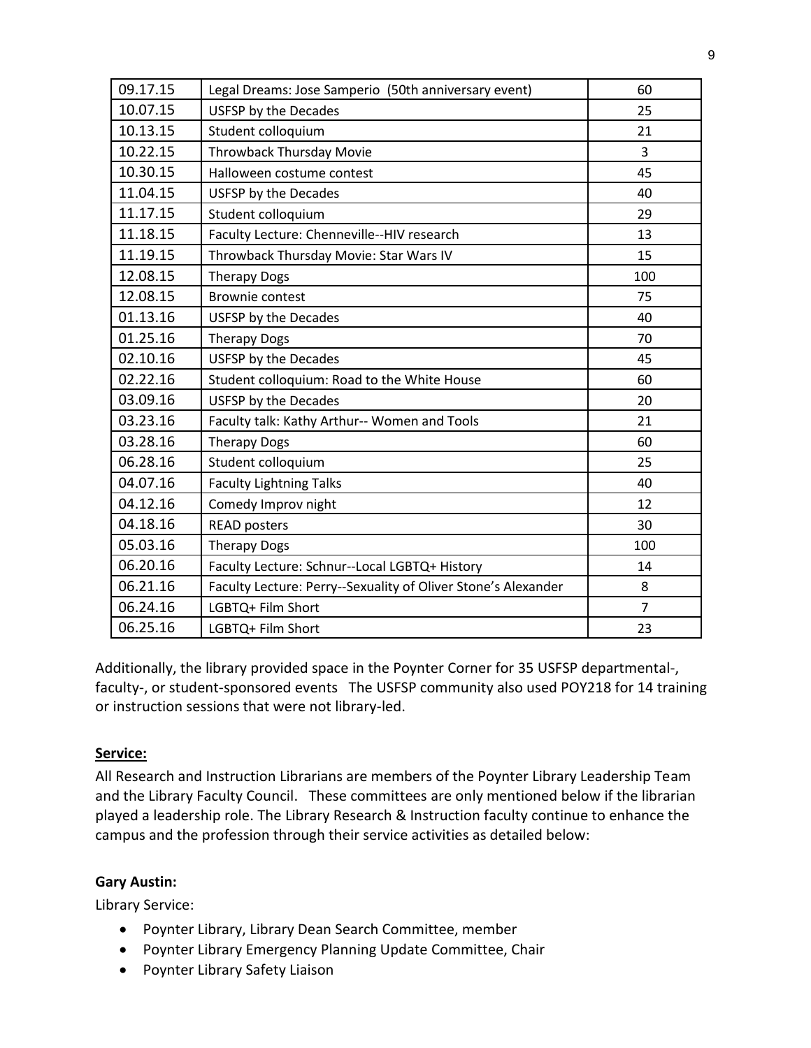| 09.17.15 | Legal Dreams: Jose Samperio (50th anniversary event) | 60 |
|---|---|---|
| 10.07.15 | USFSP by the Decades | 25 |
| 10.13.15 | Student colloquium | 21 |
| 10.22.15 | Throwback Thursday Movie | 3 |
| 10.30.15 | Halloween costume contest | 45 |
| 11.04.15 | USFSP by the Decades | 40 |
| 11.17.15 | Student colloquium | 29 |
| 11.18.15 | Faculty Lecture: Chenneville--HIV research | 13 |
| 11.19.15 | Throwback Thursday Movie: Star Wars IV | 15 |
| 12.08.15 | Therapy Dogs | 100 |
| 12.08.15 | Brownie contest | 75 |
| 01.13.16 | USFSP by the Decades | 40 |
| 01.25.16 | Therapy Dogs | 70 |
| 02.10.16 | USFSP by the Decades | 45 |
| 02.22.16 | Student colloquium: Road to the White House | 60 |
| 03.09.16 | USFSP by the Decades | 20 |
| 03.23.16 | Faculty talk: Kathy Arthur-- Women and Tools | 21 |
| 03.28.16 | Therapy Dogs | 60 |
| 06.28.16 | Student colloquium | 25 |
| 04.07.16 | Faculty Lightning Talks | 40 |
| 04.12.16 | Comedy Improv night | 12 |
| 04.18.16 | READ posters | 30 |
| 05.03.16 | Therapy Dogs | 100 |
| 06.20.16 | Faculty Lecture: Schnur--Local LGBTQ+ History | 14 |
| 06.21.16 | Faculty Lecture: Perry--Sexuality of Oliver Stone's Alexander | 8 |
| 06.24.16 | LGBTQ+ Film Short | 7 |
| 06.25.16 | LGBTQ+ Film Short | 23 |

Additionally, the library provided space in the Poynter Corner for 35 USFSP departmental-, faculty-, or student-sponsored events The USFSP community also used POY218 for 14 training or instruction sessions that were not library-led.

**Service:**

All Research and Instruction Librarians are members of the Poynter Library Leadership Team and the Library Faculty Council. These committees are only mentioned below if the librarian played a leadership role. The Library Research & Instruction faculty continue to enhance the campus and the profession through their service activities as detailed below:

**Gary Austin:**

Library Service:

- Poynter Library, Library Dean Search Committee, member
- Poynter Library Emergency Planning Update Committee, Chair
- Poynter Library Safety Liaison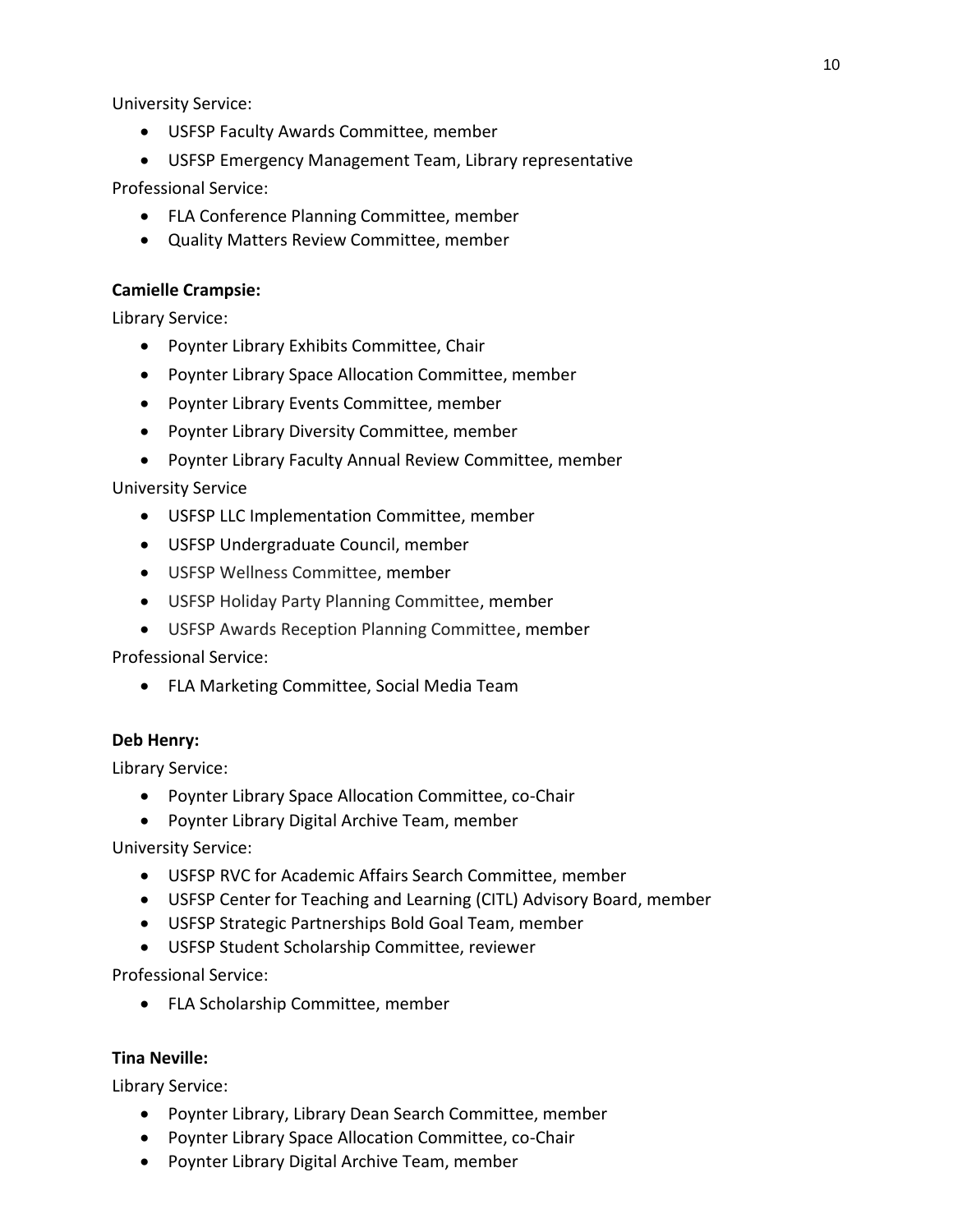University Service:

- USFSP Faculty Awards Committee, member
- USFSP Emergency Management Team, Library representative

Professional Service:

- FLA Conference Planning Committee, member
- Quality Matters Review Committee, member

**Camielle Crampsie:**

Library Service:

- Poynter Library Exhibits Committee, Chair
- Poynter Library Space Allocation Committee, member
- Poynter Library Events Committee, member
- Poynter Library Diversity Committee, member
- Poynter Library Faculty Annual Review Committee, member

University Service

- USFSP LLC Implementation Committee, member
- USFSP Undergraduate Council, member
- USFSP Wellness Committee, member
- USFSP Holiday Party Planning Committee, member
- USFSP Awards Reception Planning Committee, member

Professional Service:

- FLA Marketing Committee, Social Media Team

**Deb Henry:**

Library Service:

- Poynter Library Space Allocation Committee, co-Chair
- Poynter Library Digital Archive Team, member

University Service:

- USFSP RVC for Academic Affairs Search Committee, member
- USFSP Center for Teaching and Learning (CITL) Advisory Board, member
- USFSP Strategic Partnerships Bold Goal Team, member
- USFSP Student Scholarship Committee, reviewer

Professional Service:

- FLA Scholarship Committee, member

**Tina Neville:**

Library Service:

- Poynter Library, Library Dean Search Committee, member
- Poynter Library Space Allocation Committee, co-Chair
- Poynter Library Digital Archive Team, member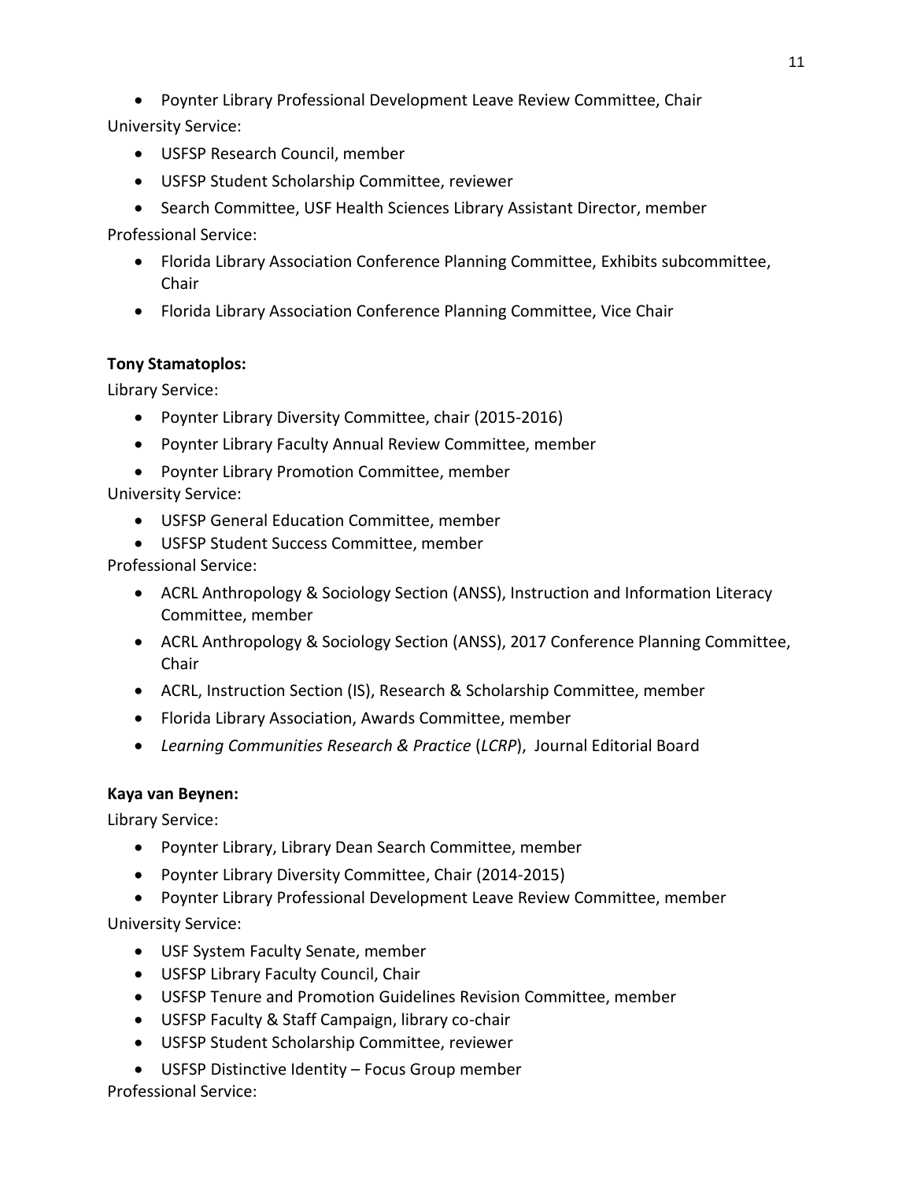- Poynter Library Professional Development Leave Review Committee, Chair

University Service:

- USFSP Research Council, member
- USFSP Student Scholarship Committee, reviewer
- Search Committee, USF Health Sciences Library Assistant Director, member

Professional Service:

- Florida Library Association Conference Planning Committee, Exhibits subcommittee, Chair
- Florida Library Association Conference Planning Committee, Vice Chair

**Tony Stamatoplos:**

Library Service:

- Poynter Library Diversity Committee, chair (2015-2016)
- Poynter Library Faculty Annual Review Committee, member
- Poynter Library Promotion Committee, member

University Service:

- USFSP General Education Committee, member
- USFSP Student Success Committee, member

Professional Service:

- ACRL Anthropology & Sociology Section (ANSS), Instruction and Information Literacy Committee, member
- ACRL Anthropology & Sociology Section (ANSS), 2017 Conference Planning Committee, Chair
- ACRL, Instruction Section (IS), Research & Scholarship Committee, member
- Florida Library Association, Awards Committee, member
- *Learning Communities Research & Practice* (*LCRP*), Journal Editorial Board

**Kaya van Beynen:**

Library Service:

- Poynter Library, Library Dean Search Committee, member
- Poynter Library Diversity Committee, Chair (2014-2015)
- Poynter Library Professional Development Leave Review Committee, member

University Service:

- USF System Faculty Senate, member
- USFSP Library Faculty Council, Chair
- USFSP Tenure and Promotion Guidelines Revision Committee, member
- USFSP Faculty & Staff Campaign, library co-chair
- USFSP Student Scholarship Committee, reviewer
- USFSP Distinctive Identity – Focus Group member

Professional Service: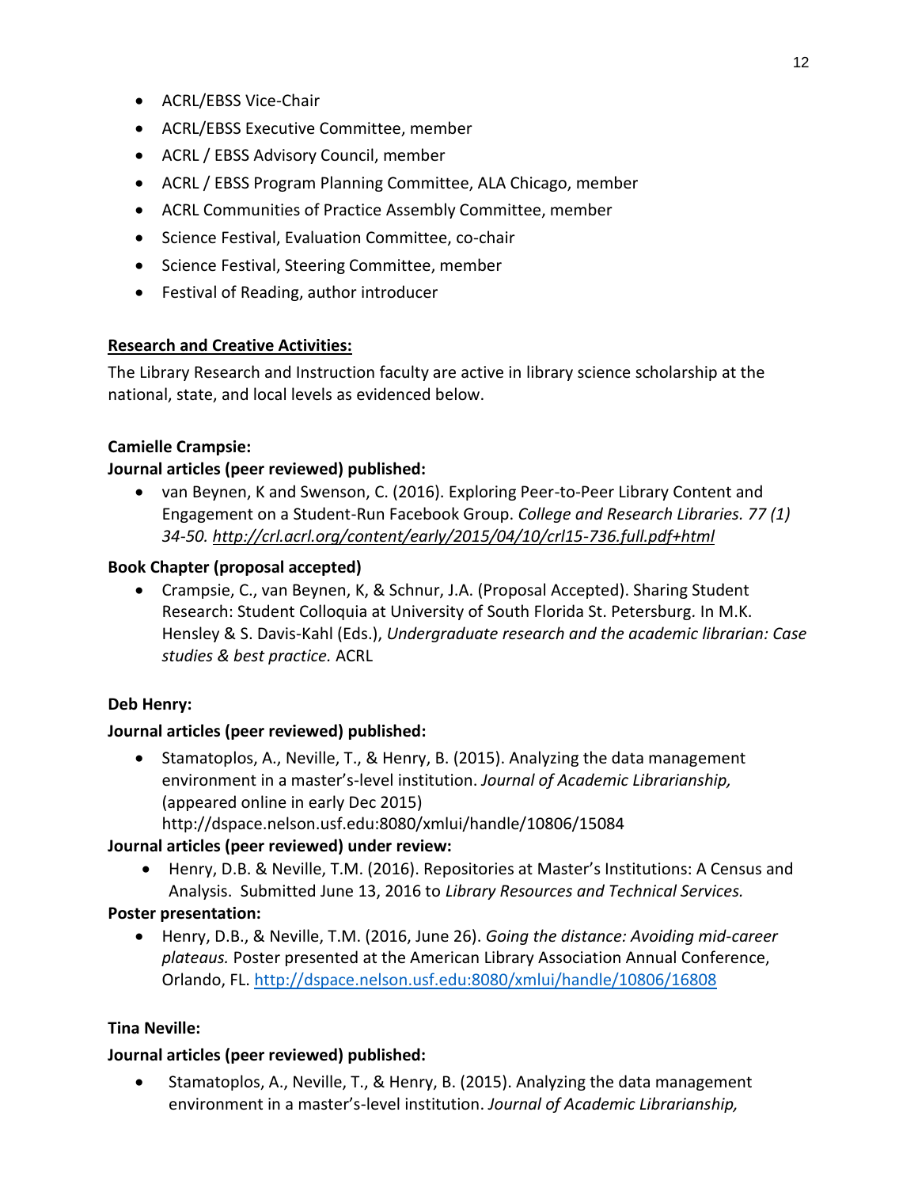- ACRL/EBSS Vice-Chair
- ACRL/EBSS Executive Committee, member
- ACRL / EBSS Advisory Council, member
- ACRL / EBSS Program Planning Committee, ALA Chicago, member
- ACRL Communities of Practice Assembly Committee, member
- Science Festival, Evaluation Committee, co-chair
- Science Festival, Steering Committee, member
- Festival of Reading, author introducer

**Research and Creative Activities:**

The Library Research and Instruction faculty are active in library science scholarship at the national, state, and local levels as evidenced below.

**Camielle Crampsie:**

**Journal articles (peer reviewed) published:**

- van Beynen, K and Swenson, C. (2016). Exploring Peer-to-Peer Library Content and Engagement on a Student-Run Facebook Group. *College and Research Libraries. 77 (1) 34-50. http://crl.acrl.org/content/early/2015/04/10/crl15-736.full.pdf+html*

**Book Chapter (proposal accepted)**

- Crampsie, C., van Beynen, K, & Schnur, J.A. (Proposal Accepted). Sharing Student Research: Student Colloquia at University of South Florida St. Petersburg. In M.K. Hensley & S. Davis-Kahl (Eds.), *Undergraduate research and the academic librarian: Case studies & best practice.* ACRL

**Deb Henry:**

**Journal articles (peer reviewed) published:**

- Stamatoplos, A., Neville, T., & Henry, B. (2015). Analyzing the data management environment in a master's-level institution. *Journal of Academic Librarianship,* (appeared online in early Dec 2015) http://dspace.nelson.usf.edu:8080/xmlui/handle/10806/15084

**Journal articles (peer reviewed) under review:**

- Henry, D.B. & Neville, T.M. (2016). Repositories at Master's Institutions: A Census and Analysis. Submitted June 13, 2016 to *Library Resources and Technical Services.*

**Poster presentation:**

- Henry, D.B., & Neville, T.M. (2016, June 26). *Going the distance: Avoiding mid-career plateaus.* Poster presented at the American Library Association Annual Conference, Orlando, FL. http://dspace.nelson.usf.edu:8080/xmlui/handle/10806/16808

**Tina Neville:**

**Journal articles (peer reviewed) published:**

- Stamatoplos, A., Neville, T., & Henry, B. (2015). Analyzing the data management environment in a master's-level institution. *Journal of Academic Librarianship,*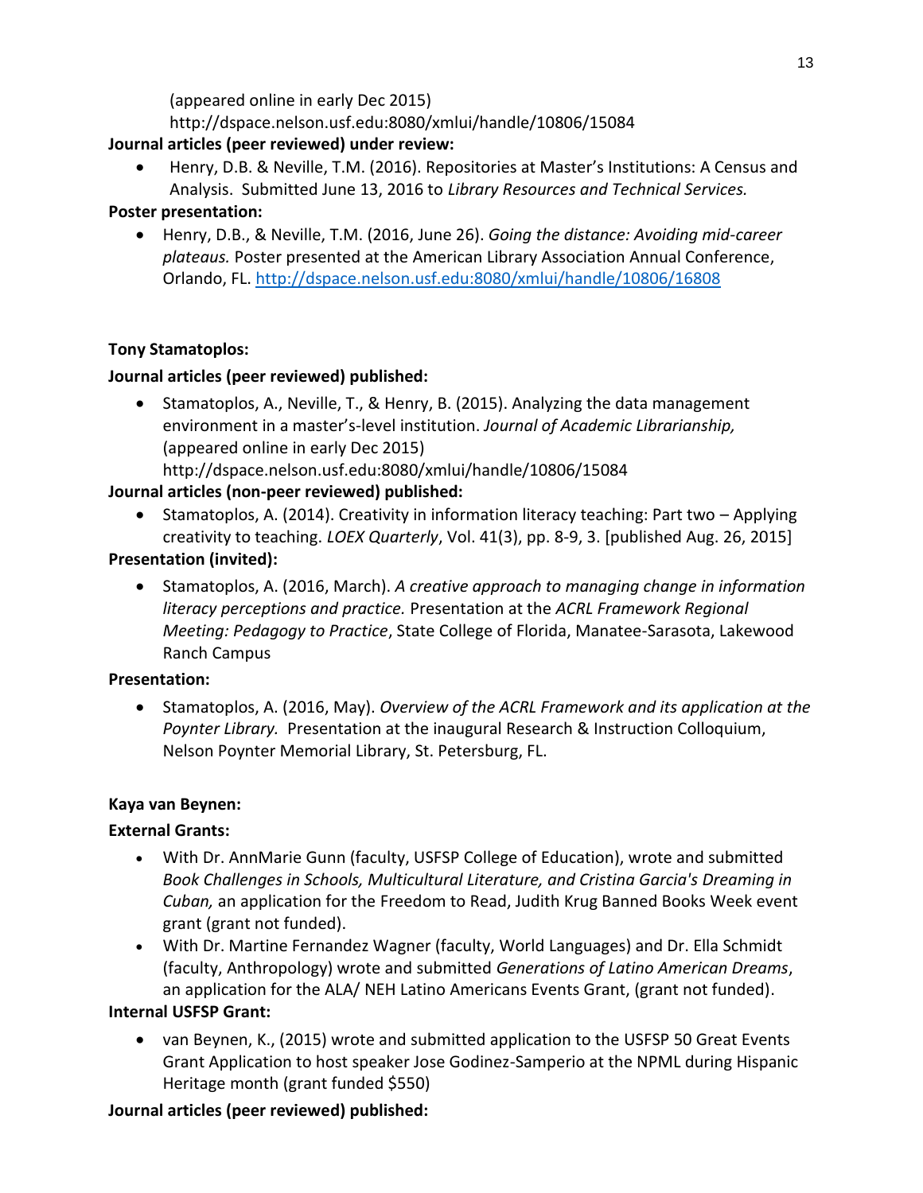(appeared online in early Dec 2015)
http://dspace.nelson.usf.edu:8080/xmlui/handle/10806/15084

**Journal articles (peer reviewed) under review:**

- Henry, D.B. & Neville, T.M. (2016). Repositories at Master's Institutions: A Census and Analysis. Submitted June 13, 2016 to *Library Resources and Technical Services.*

**Poster presentation:**

- Henry, D.B., & Neville, T.M. (2016, June 26). *Going the distance: Avoiding mid-career plateaus.* Poster presented at the American Library Association Annual Conference, Orlando, FL. http://dspace.nelson.usf.edu:8080/xmlui/handle/10806/16808

**Tony Stamatoplos:**

**Journal articles (peer reviewed) published:**

- Stamatoplos, A., Neville, T., & Henry, B. (2015). Analyzing the data management environment in a master's-level institution. *Journal of Academic Librarianship,* (appeared online in early Dec 2015) http://dspace.nelson.usf.edu:8080/xmlui/handle/10806/15084

**Journal articles (non-peer reviewed) published:**

- Stamatoplos, A. (2014). Creativity in information literacy teaching: Part two – Applying creativity to teaching. *LOEX Quarterly*, Vol. 41(3), pp. 8-9, 3. [published Aug. 26, 2015]

**Presentation (invited):**

- Stamatoplos, A. (2016, March). *A creative approach to managing change in information literacy perceptions and practice.* Presentation at the *ACRL Framework Regional Meeting: Pedagogy to Practice*, State College of Florida, Manatee-Sarasota, Lakewood Ranch Campus

**Presentation:**

- Stamatoplos, A. (2016, May). *Overview of the ACRL Framework and its application at the Poynter Library.* Presentation at the inaugural Research & Instruction Colloquium, Nelson Poynter Memorial Library, St. Petersburg, FL.

**Kaya van Beynen:**

**External Grants:**

- With Dr. AnnMarie Gunn (faculty, USFSP College of Education), wrote and submitted *Book Challenges in Schools, Multicultural Literature, and Cristina Garcia's Dreaming in Cuban,* an application for the Freedom to Read, Judith Krug Banned Books Week event grant (grant not funded).
- With Dr. Martine Fernandez Wagner (faculty, World Languages) and Dr. Ella Schmidt (faculty, Anthropology) wrote and submitted *Generations of Latino American Dreams*, an application for the ALA/ NEH Latino Americans Events Grant, (grant not funded).

**Internal USFSP Grant:**

- van Beynen, K., (2015) wrote and submitted application to the USFSP 50 Great Events Grant Application to host speaker Jose Godinez-Samperio at the NPML during Hispanic Heritage month (grant funded $550)

**Journal articles (peer reviewed) published:**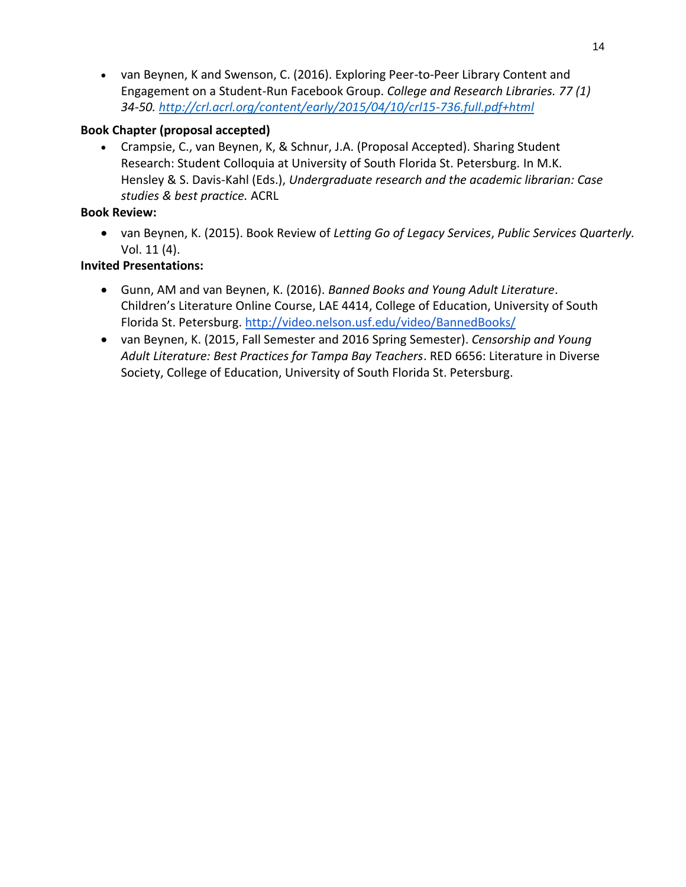- van Beynen, K and Swenson, C. (2016). Exploring Peer-to-Peer Library Content and Engagement on a Student-Run Facebook Group. *College and Research Libraries. 77 (1) 34-50. [http://crl.acrl.org/content/early/2015/04/10/crl15-736.full.pdf+html](http://crl.acrl.org/content/early/2015/04/10/crl15-736.full.pdf+html)*

**Book Chapter (proposal accepted)**

- Crampsie, C., van Beynen, K, & Schnur, J.A. (Proposal Accepted). Sharing Student Research: Student Colloquia at University of South Florida St. Petersburg. In M.K. Hensley & S. Davis-Kahl (Eds.), *Undergraduate research and the academic librarian: Case studies & best practice.* ACRL

**Book Review:**

- van Beynen, K. (2015). Book Review of *Letting Go of Legacy Services*, *Public Services Quarterly.* Vol. 11 (4).

**Invited Presentations:**

- Gunn, AM and van Beynen, K. (2016). *Banned Books and Young Adult Literature*. Children's Literature Online Course, LAE 4414, College of Education, University of South Florida St. Petersburg. [http://video.nelson.usf.edu/video/BannedBooks/](http://video.nelson.usf.edu/video/BannedBooks/)
- van Beynen, K. (2015, Fall Semester and 2016 Spring Semester). *Censorship and Young Adult Literature: Best Practices for Tampa Bay Teachers*. RED 6656: Literature in Diverse Society, College of Education, University of South Florida St. Petersburg.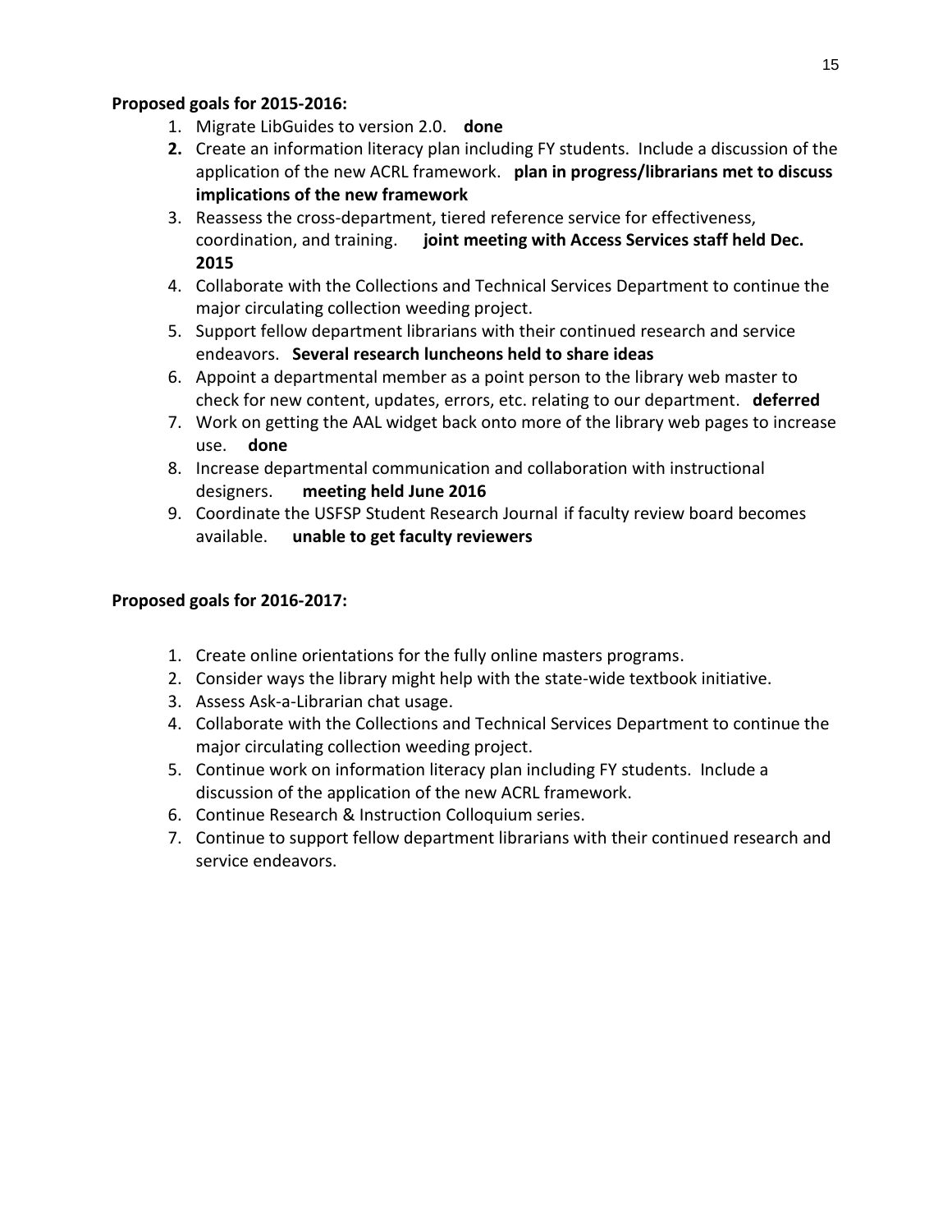**Proposed goals for 2015-2016:**

1. Migrate LibGuides to version 2.0. **done**
2. Create an information literacy plan including FY students. Include a discussion of the application of the new ACRL framework. **plan in progress/librarians met to discuss implications of the new framework**
3. Reassess the cross-department, tiered reference service for effectiveness, coordination, and training. **joint meeting with Access Services staff held Dec. 2015**
4. Collaborate with the Collections and Technical Services Department to continue the major circulating collection weeding project.
5. Support fellow department librarians with their continued research and service endeavors. **Several research luncheons held to share ideas**
6. Appoint a departmental member as a point person to the library web master to check for new content, updates, errors, etc. relating to our department. **deferred**
7. Work on getting the AAL widget back onto more of the library web pages to increase use. **done**
8. Increase departmental communication and collaboration with instructional designers. **meeting held June 2016**
9. Coordinate the USFSP Student Research Journal if faculty review board becomes available. **unable to get faculty reviewers**

**Proposed goals for 2016-2017:**

1. Create online orientations for the fully online masters programs.
2. Consider ways the library might help with the state-wide textbook initiative.
3. Assess Ask-a-Librarian chat usage.
4. Collaborate with the Collections and Technical Services Department to continue the major circulating collection weeding project.
5. Continue work on information literacy plan including FY students. Include a discussion of the application of the new ACRL framework.
6. Continue Research & Instruction Colloquium series.
7. Continue to support fellow department librarians with their continued research and service endeavors.